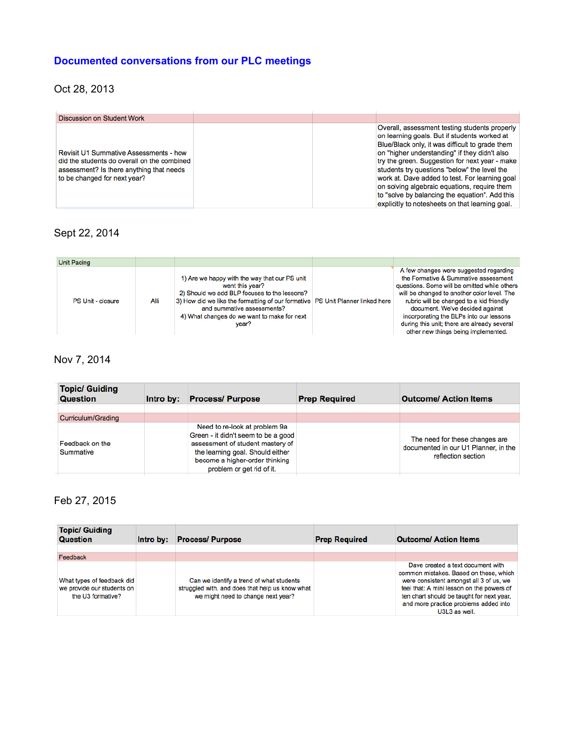# Documented conversations from our PLC meetings

## Oct 28, 2013

| Discussion on Student Work | | | |
|---|---|---|---|
| Revisit U1 Summative Assessments - how did the students do overall on the combined assessment? Is there anything that needs to be changed for next year? | | | Overall, assessment testing students properly on learning goals. But if students worked at Blue/Black only, it was difficult to grade them on "higher understanding" if they didn't also try the green. Suggestion for next year - make students try questions "below" the level the work at. Dave added to test. For learning goal on solving algebraic equations, require them to "solve by balancing the equation". Add this explicitly to notesheets on that learning goal. |

## Sept 22, 2014

| Unit Pacing | | | | |
|---|---|---|---|---|
| PS Unit - closure | Alli | 1) Are we happy with the way that our PS unit went this year?<br>2) Should we add BLP focuses to the lessons?<br>3) How did we like the formatting of our formative and summative assessments?<br>4) What changes do we want to make for next year? | PS Unit Planner linked here | A few changes were suggested regarding the Formative & Summative assessment questions. Some will be omitted while others will be changed to another color level. The rubric will be changed to a kid friendly document. We've decided against incorporating the BLPs into our lessons during this unit; there are already several other new things being implemented. |

## Nov 7, 2014

| Topic/ Guiding Question | Intro by: | Process/ Purpose | Prep Required | Outcome/ Action Items |
|---|---|---|---|---|
| Curriculum/Grading | | | | |
| Feedback on the Summative | | Need to re-look at problem 9a Green - it didn't seem to be a good assessment of student mastery of the learning goal. Should either become a higher-order thinking problem or get rid of it. | | The need for these changes are documented in our U1 Planner, in the reflection section |

## Feb 27, 2015

| Topic/ Guiding Question | Intro by: | Process/ Purpose | Prep Required | Outcome/ Action Items |
|---|---|---|---|---|
| Feedback | | | | |
| What types of feedback did we provide our students on the U3 formative? | | Can we identify a trend of what students struggled with, and does that help us know what we might need to change next year? | | Dave created a text document with common mistakes. Based on these, which were consistent amongst all 3 of us, we feel that: A mini lesson on the powers of ten chart should be taught for next year, and more practice problems added into U3L3 as well. |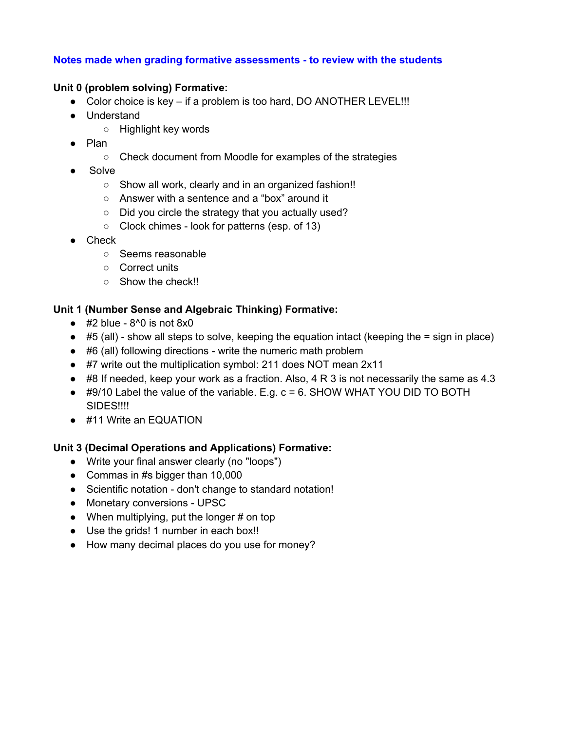**Notes made when grading formative assessments - to review with the students**

**Unit 0 (problem solving) Formative:**

- Color choice is key – if a problem is too hard, DO ANOTHER LEVEL!!!
- Understand
    - Highlight key words
- Plan
    - Check document from Moodle for examples of the strategies
- Solve
    - Show all work, clearly and in an organized fashion!!
    - Answer with a sentence and a "box" around it
    - Did you circle the strategy that you actually used?
    - Clock chimes - look for patterns (esp. of 13)
- Check
    - Seems reasonable
    - Correct units
    - Show the check!!

**Unit 1 (Number Sense and Algebraic Thinking) Formative:**

- #2 blue - 8^0 is not 8x0
- #5 (all) - show all steps to solve, keeping the equation intact (keeping the = sign in place)
- #6 (all) following directions - write the numeric math problem
- #7 write out the multiplication symbol: 211 does NOT mean 2x11
- #8 If needed, keep your work as a fraction. Also, 4 R 3 is not necessarily the same as 4.3
- #9/10 Label the value of the variable. E.g. c = 6. SHOW WHAT YOU DID TO BOTH SIDES!!!!
- #11 Write an EQUATION

**Unit 3 (Decimal Operations and Applications) Formative:**

- Write your final answer clearly (no "loops")
- Commas in #s bigger than 10,000
- Scientific notation - don't change to standard notation!
- Monetary conversions - UPSC
- When multiplying, put the longer # on top
- Use the grids! 1 number in each box!!
- How many decimal places do you use for money?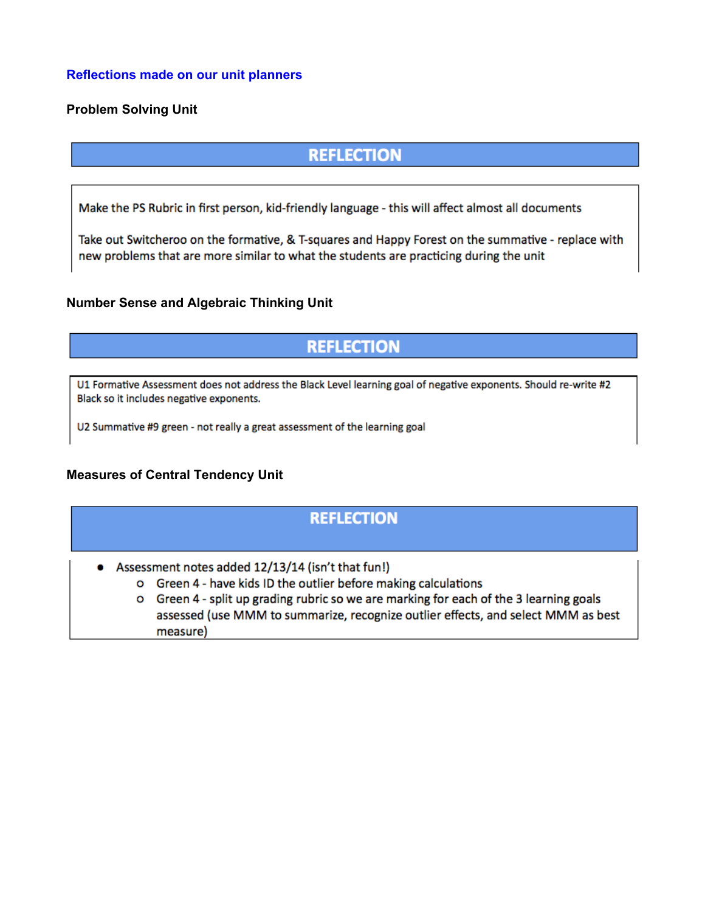## Reflections made on our unit planners

### Problem Solving Unit

| REFLECTION |
| --- |
| Make the PS Rubric in first person, kid-friendly language - this will affect almost all documents<br><br>Take out Switcheroo on the formative, & T-squares and Happy Forest on the summative - replace with new problems that are more similar to what the students are practicing during the unit |

### Number Sense and Algebraic Thinking Unit

| REFLECTION |
| --- |
| U1 Formative Assessment does not address the Black Level learning goal of negative exponents. Should re-write #2 Black so it includes negative exponents.<br><br>U2 Summative #9 green - not really a great assessment of the learning goal |

### Measures of Central Tendency Unit

**REFLECTION**

- Assessment notes added 12/13/14 (isn't that fun!)
  - Green 4 - have kids ID the outlier before making calculations
  - Green 4 - split up grading rubric so we are marking for each of the 3 learning goals assessed (use MMM to summarize, recognize outlier effects, and select MMM as best measure)